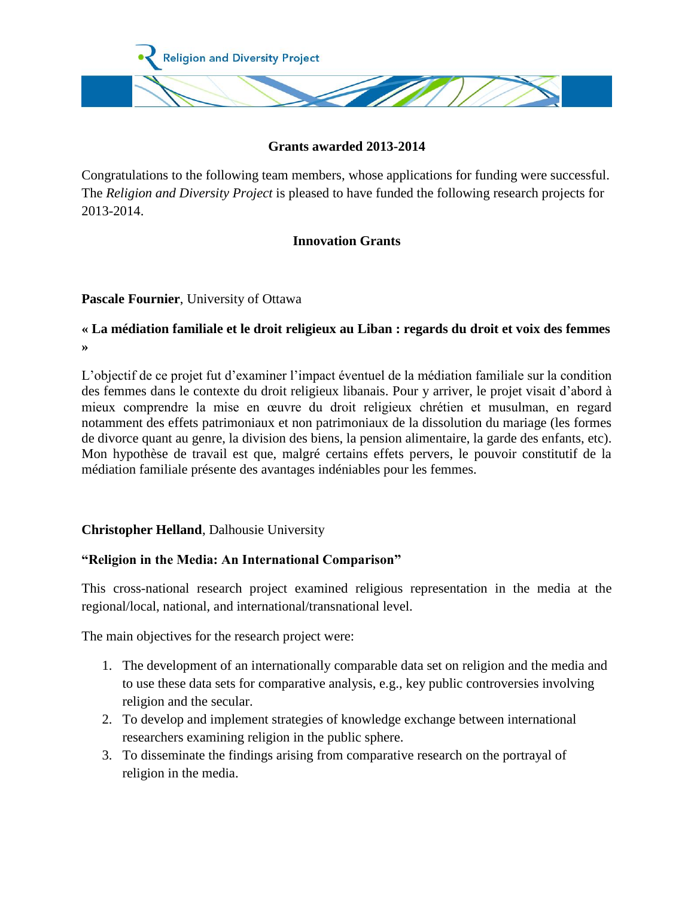Religion and Diversity Project

## Grants awarded 2013-2014

Congratulations to the following team members, whose applications for funding were successful. The *Religion and Diversity Project* is pleased to have funded the following research projects for 2013-2014.

### Innovation Grants

**Pascale Fournier**, University of Ottawa

**« La médiation familiale et le droit religieux au Liban : regards du droit et voix des femmes »**

L'objectif de ce projet fut d'examiner l'impact éventuel de la médiation familiale sur la condition des femmes dans le contexte du droit religieux libanais. Pour y arriver, le projet visait d'abord à mieux comprendre la mise en œuvre du droit religieux chrétien et musulman, en regard notamment des effets patrimoniaux et non patrimoniaux de la dissolution du mariage (les formes de divorce quant au genre, la division des biens, la pension alimentaire, la garde des enfants, etc). Mon hypothèse de travail est que, malgré certains effets pervers, le pouvoir constitutif de la médiation familiale présente des avantages indéniables pour les femmes.

**Christopher Helland**, Dalhousie University

**"Religion in the Media: An International Comparison"**

This cross-national research project examined religious representation in the media at the regional/local, national, and international/transnational level.

The main objectives for the research project were:

1. The development of an internationally comparable data set on religion and the media and to use these data sets for comparative analysis, e.g., key public controversies involving religion and the secular.
2. To develop and implement strategies of knowledge exchange between international researchers examining religion in the public sphere.
3. To disseminate the findings arising from comparative research on the portrayal of religion in the media.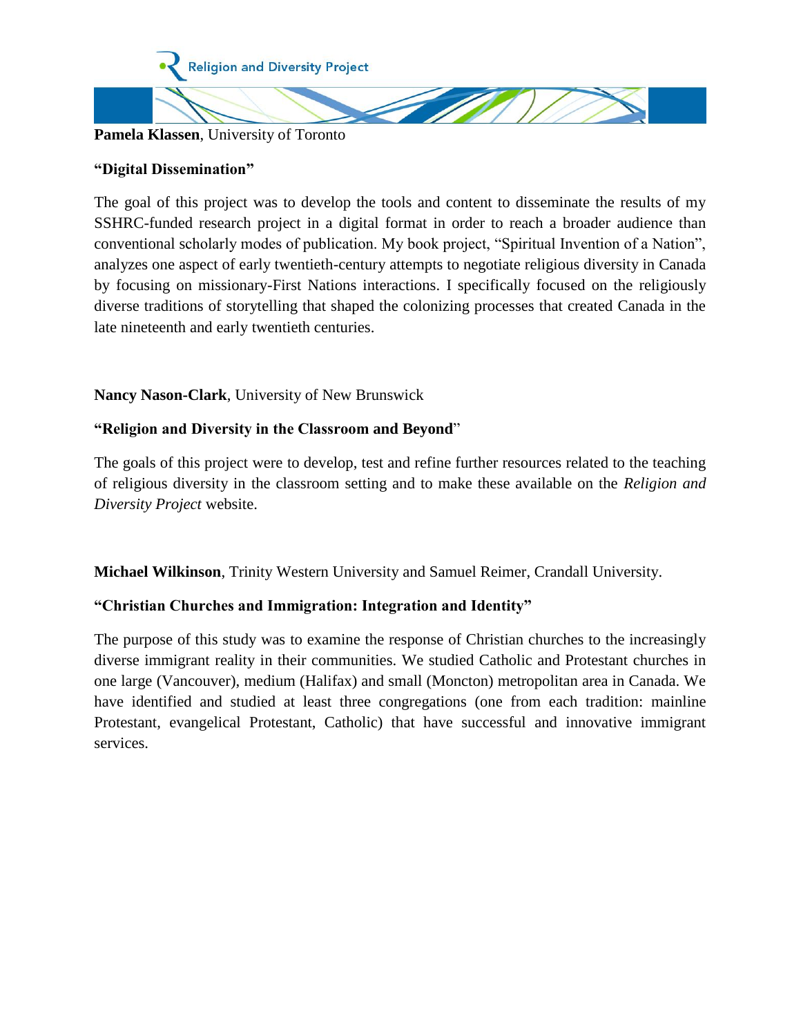**Pamela Klassen**, University of Toronto

**"Digital Dissemination"**

The goal of this project was to develop the tools and content to disseminate the results of my SSHRC-funded research project in a digital format in order to reach a broader audience than conventional scholarly modes of publication. My book project, "Spiritual Invention of a Nation", analyzes one aspect of early twentieth-century attempts to negotiate religious diversity in Canada by focusing on missionary-First Nations interactions. I specifically focused on the religiously diverse traditions of storytelling that shaped the colonizing processes that created Canada in the late nineteenth and early twentieth centuries.

**Nancy Nason-Clark**, University of New Brunswick

**"Religion and Diversity in the Classroom and Beyond"**

The goals of this project were to develop, test and refine further resources related to the teaching of religious diversity in the classroom setting and to make these available on the *Religion and Diversity Project* website.

**Michael Wilkinson**, Trinity Western University and Samuel Reimer, Crandall University.

**"Christian Churches and Immigration: Integration and Identity"**

The purpose of this study was to examine the response of Christian churches to the increasingly diverse immigrant reality in their communities. We studied Catholic and Protestant churches in one large (Vancouver), medium (Halifax) and small (Moncton) metropolitan area in Canada. We have identified and studied at least three congregations (one from each tradition: mainline Protestant, evangelical Protestant, Catholic) that have successful and innovative immigrant services.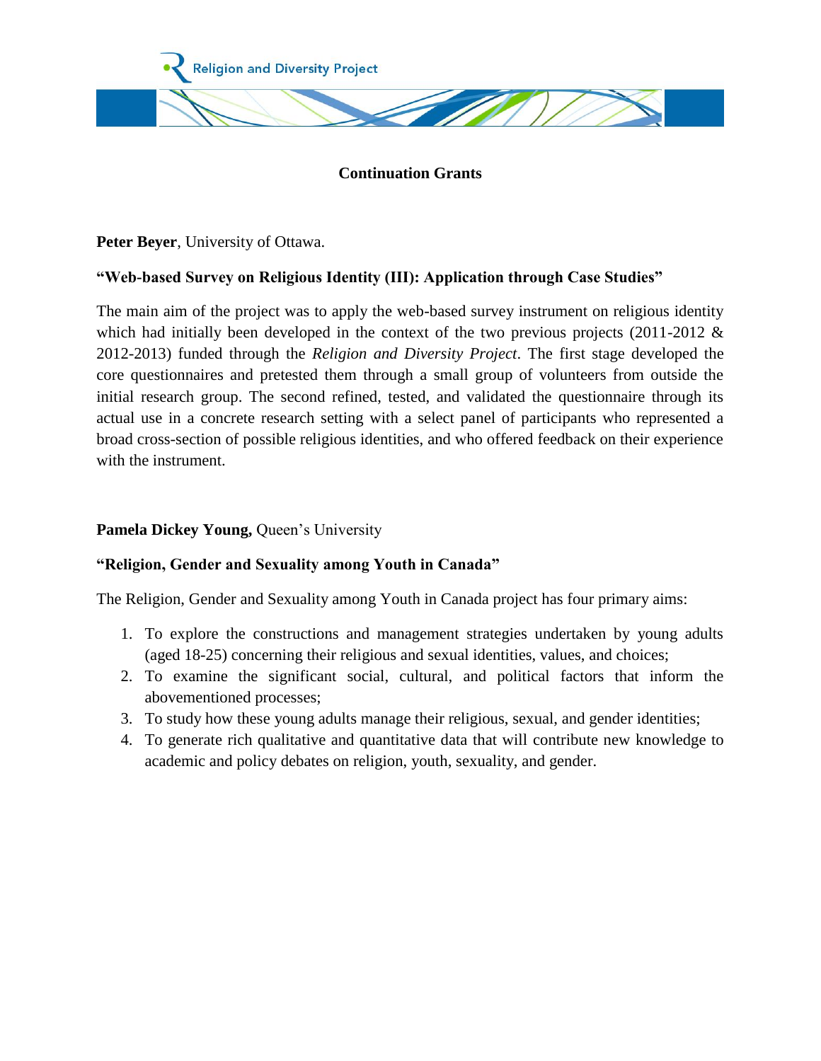Religion and Diversity Project

## Continuation Grants

**Peter Beyer**, University of Ottawa.

**"Web-based Survey on Religious Identity (III): Application through Case Studies"**

The main aim of the project was to apply the web-based survey instrument on religious identity which had initially been developed in the context of the two previous projects (2011-2012 & 2012-2013) funded through the *Religion and Diversity Project*. The first stage developed the core questionnaires and pretested them through a small group of volunteers from outside the initial research group. The second refined, tested, and validated the questionnaire through its actual use in a concrete research setting with a select panel of participants who represented a broad cross-section of possible religious identities, and who offered feedback on their experience with the instrument.

**Pamela Dickey Young,** Queen's University

**"Religion, Gender and Sexuality among Youth in Canada"**

The Religion, Gender and Sexuality among Youth in Canada project has four primary aims:

1. To explore the constructions and management strategies undertaken by young adults (aged 18-25) concerning their religious and sexual identities, values, and choices;
2. To examine the significant social, cultural, and political factors that inform the abovementioned processes;
3. To study how these young adults manage their religious, sexual, and gender identities;
4. To generate rich qualitative and quantitative data that will contribute new knowledge to academic and policy debates on religion, youth, sexuality, and gender.